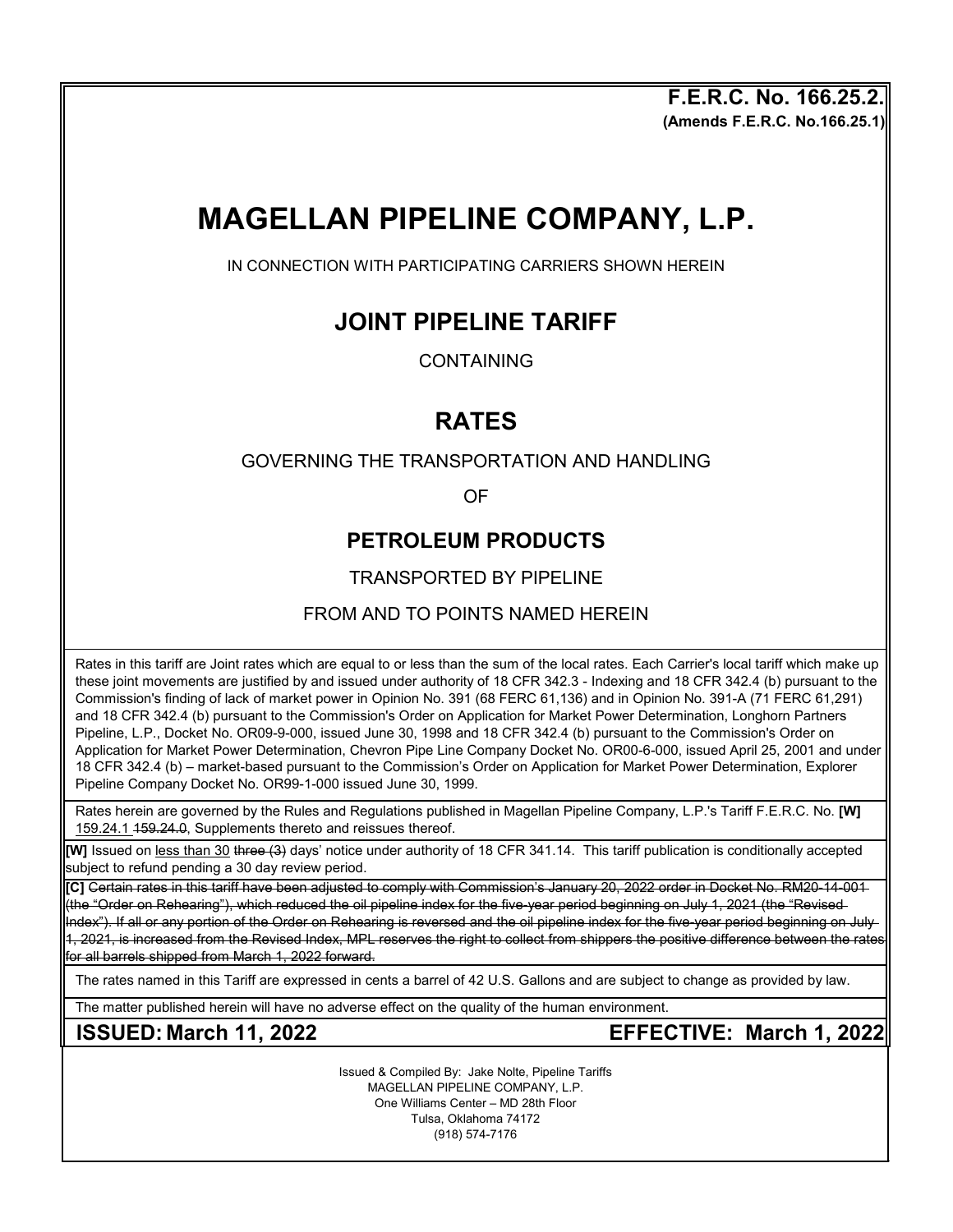**F.E.R.C. No. 166.25.2.**
**(Amends F.E.R.C. No.166.25.1)**

# MAGELLAN PIPELINE COMPANY, L.P.

IN CONNECTION WITH PARTICIPATING CARRIERS SHOWN HEREIN

## JOINT PIPELINE TARIFF

CONTAINING

## RATES

GOVERNING THE TRANSPORTATION AND HANDLING

OF

## PETROLEUM PRODUCTS

TRANSPORTED BY PIPELINE

FROM AND TO POINTS NAMED HEREIN

Rates in this tariff are Joint rates which are equal to or less than the sum of the local rates. Each Carrier's local tariff which make up these joint movements are justified by and issued under authority of 18 CFR 342.3 - Indexing and 18 CFR 342.4 (b) pursuant to the Commission's finding of lack of market power in Opinion No. 391 (68 FERC 61,136) and in Opinion No. 391-A (71 FERC 61,291) and 18 CFR 342.4 (b) pursuant to the Commission's Order on Application for Market Power Determination, Longhorn Partners Pipeline, L.P., Docket No. OR09-9-000, issued June 30, 1998 and 18 CFR 342.4 (b) pursuant to the Commission's Order on Application for Market Power Determination, Chevron Pipe Line Company Docket No. OR00-6-000, issued April 25, 2001 and under 18 CFR 342.4 (b) – market-based pursuant to the Commission's Order on Application for Market Power Determination, Explorer Pipeline Company Docket No. OR99-1-000 issued June 30, 1999.

Rates herein are governed by the Rules and Regulations published in Magellan Pipeline Company, L.P.'s Tariff F.E.R.C. No. **[W]** 159.24.1 ~~159.24.0~~, Supplements thereto and reissues thereof.

**[W]** Issued on less than 30 ~~three (3)~~ days' notice under authority of 18 CFR 341.14. This tariff publication is conditionally accepted subject to refund pending a 30 day review period.

**[C]** ~~Certain rates in this tariff have been adjusted to comply with Commission's January 20, 2022 order in Docket No. RM20-14-001 (the "Order on Rehearing"), which reduced the oil pipeline index for the five-year period beginning on July 1, 2021 (the "Revised Index"). If all or any portion of the Order on Rehearing is reversed and the oil pipeline index for the five-year period beginning on July 1, 2021, is increased from the Revised Index, MPL reserves the right to collect from shippers the positive difference between the rates for all barrels shipped from March 1, 2022 forward.~~

The rates named in this Tariff are expressed in cents a barrel of 42 U.S. Gallons and are subject to change as provided by law.

The matter published herein will have no adverse effect on the quality of the human environment.

**ISSUED: March 11, 2022** **EFFECTIVE: March 1, 2022**

Issued & Compiled By: Jake Nolte, Pipeline Tariffs
MAGELLAN PIPELINE COMPANY, L.P.
One Williams Center – MD 28th Floor
Tulsa, Oklahoma 74172
(918) 574-7176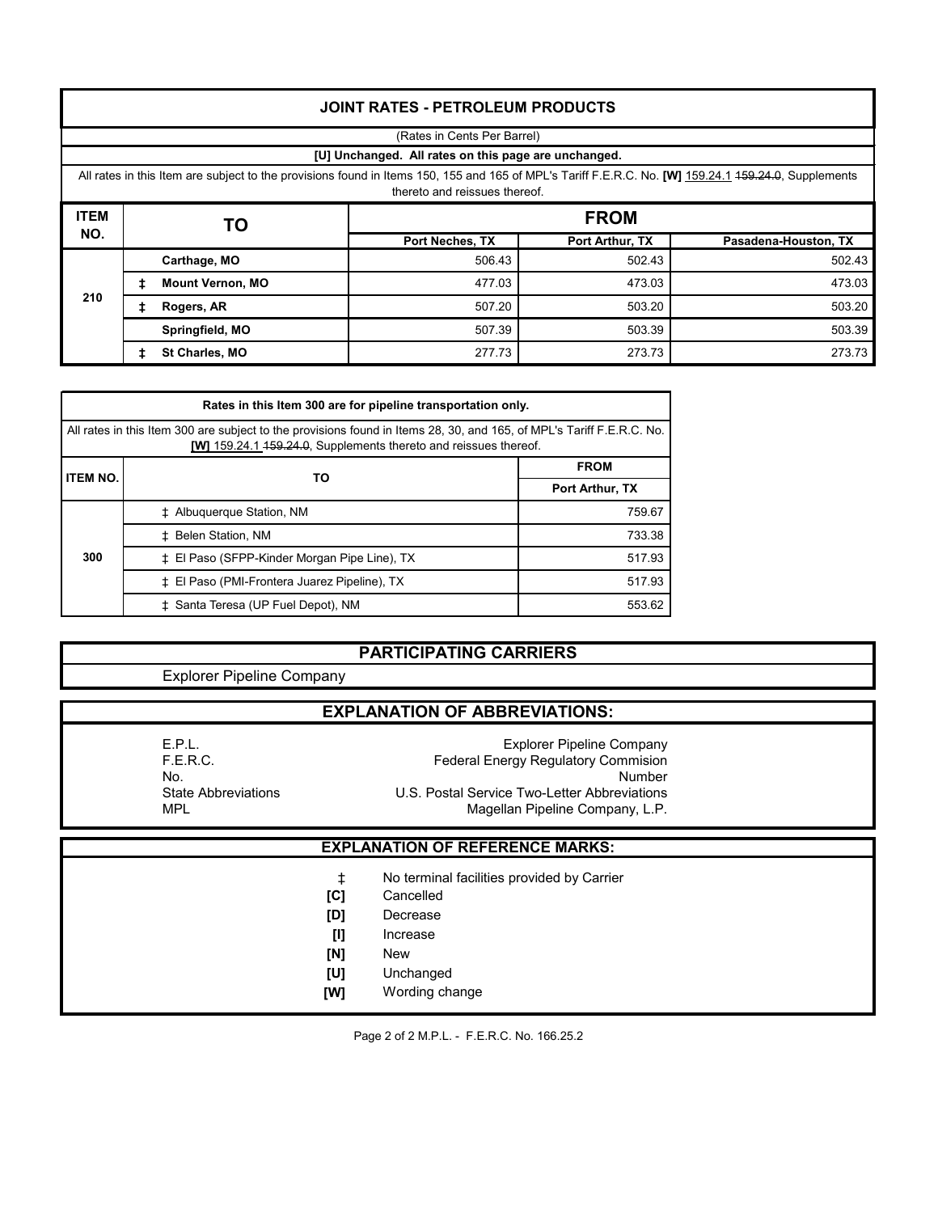## JOINT RATES - PETROLEUM PRODUCTS

(Rates in Cents Per Barrel)

**[U] Unchanged. All rates on this page are unchanged.**

All rates in this Item are subject to the provisions found in Items 150, 155 and 165 of MPL's Tariff F.E.R.C. No. **[W]** 159.24.1 ~~159.24.0~~, Supplements thereto and reissues thereof.

| ITEM NO. | TO | FROM | | |
|---|---|---|---|---|
| | | Port Neches, TX | Port Arthur, TX | Pasadena-Houston, TX |
| 210 | Carthage, MO | 506.43 | 502.43 | 502.43 |
| | ‡ Mount Vernon, MO | 477.03 | 473.03 | 473.03 |
| | ‡ Rogers, AR | 507.20 | 503.20 | 503.20 |
| | Springfield, MO | 507.39 | 503.39 | 503.39 |
| | ‡ St Charles, MO | 277.73 | 273.73 | 273.73 |

**Rates in this Item 300 are for pipeline transportation only.**

All rates in this Item 300 are subject to the provisions found in Items 28, 30, and 165, of MPL's Tariff F.E.R.C. No. **[W]** 159.24.1 ~~159.24.0~~, Supplements thereto and reissues thereof.

| ITEM NO. | TO | FROM |
|---|---|---|
| | | Port Arthur, TX |
| 300 | ‡ Albuquerque Station, NM | 759.67 |
| | ‡ Belen Station, NM | 733.38 |
| | ‡ El Paso (SFPP-Kinder Morgan Pipe Line), TX | 517.93 |
| | ‡ El Paso (PMI-Frontera Juarez Pipeline), TX | 517.93 |
| | ‡ Santa Teresa (UP Fuel Depot), NM | 553.62 |

## PARTICIPATING CARRIERS

Explorer Pipeline Company

## EXPLANATION OF ABBREVIATIONS:

| | |
|---|---|
| E.P.L. | Explorer Pipeline Company |
| F.E.R.C. | Federal Energy Regulatory Commision |
| No. | Number |
| State Abbreviations | U.S. Postal Service Two-Letter Abbreviations |
| MPL | Magellan Pipeline Company, L.P. |

## EXPLANATION OF REFERENCE MARKS:

| | |
|---|---|
| ‡ | No terminal facilities provided by Carrier |
| **[C]** | Cancelled |
| **[D]** | Decrease |
| **[I]** | Increase |
| **[N]** | New |
| **[U]** | Unchanged |
| **[W]** | Wording change |

M.P.L. - F.E.R.C. No. 166.25.2